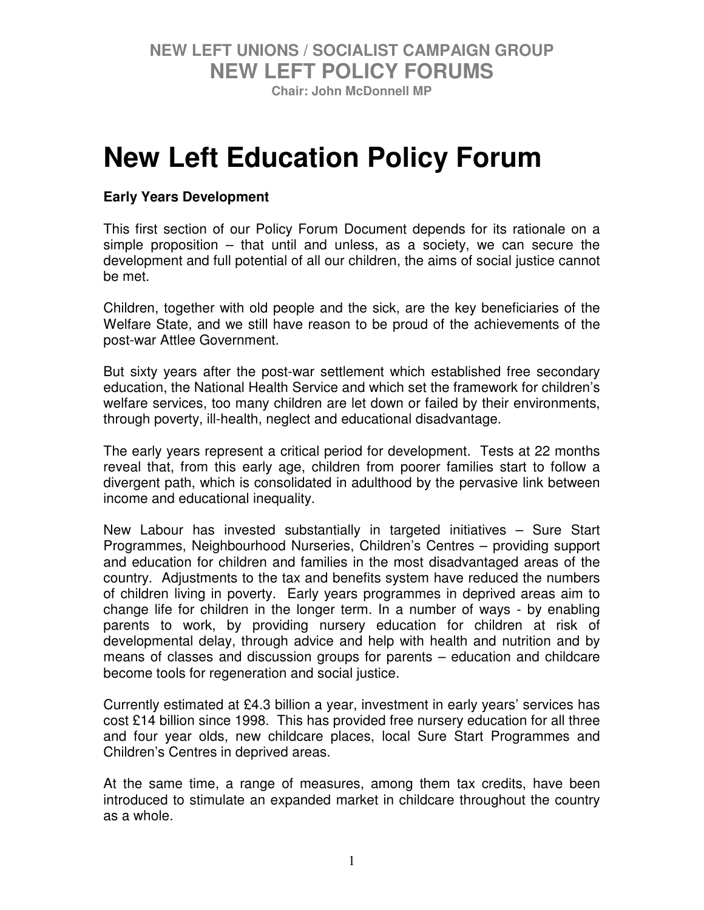NEW LEFT UNIONS / SOCIALIST CAMPAIGN GROUP

**NEW LEFT POLICY FORUMS**

**Chair: John McDonnell MP**

# New Left Education Policy Forum

**Early Years Development**

This first section of our Policy Forum Document depends for its rationale on a simple proposition – that until and unless, as a society, we can secure the development and full potential of all our children, the aims of social justice cannot be met.

Children, together with old people and the sick, are the key beneficiaries of the Welfare State, and we still have reason to be proud of the achievements of the post-war Attlee Government.

But sixty years after the post-war settlement which established free secondary education, the National Health Service and which set the framework for children's welfare services, too many children are let down or failed by their environments, through poverty, ill-health, neglect and educational disadvantage.

The early years represent a critical period for development. Tests at 22 months reveal that, from this early age, children from poorer families start to follow a divergent path, which is consolidated in adulthood by the pervasive link between income and educational inequality.

New Labour has invested substantially in targeted initiatives – Sure Start Programmes, Neighbourhood Nurseries, Children's Centres – providing support and education for children and families in the most disadvantaged areas of the country. Adjustments to the tax and benefits system have reduced the numbers of children living in poverty. Early years programmes in deprived areas aim to change life for children in the longer term. In a number of ways - by enabling parents to work, by providing nursery education for children at risk of developmental delay, through advice and help with health and nutrition and by means of classes and discussion groups for parents – education and childcare become tools for regeneration and social justice.

Currently estimated at £4.3 billion a year, investment in early years' services has cost £14 billion since 1998. This has provided free nursery education for all three and four year olds, new childcare places, local Sure Start Programmes and Children's Centres in deprived areas.

At the same time, a range of measures, among them tax credits, have been introduced to stimulate an expanded market in childcare throughout the country as a whole.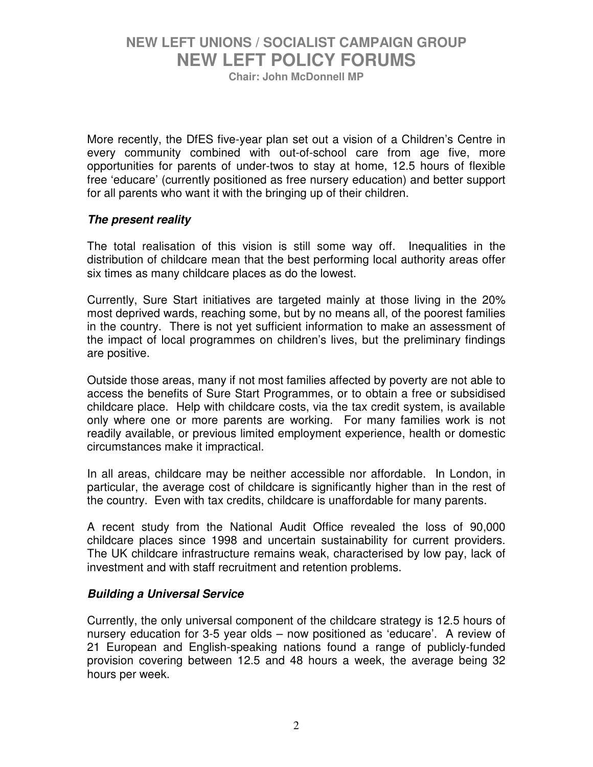More recently, the DfES five-year plan set out a vision of a Children's Centre in every community combined with out-of-school care from age five, more opportunities for parents of under-twos to stay at home, 12.5 hours of flexible free 'educare' (currently positioned as free nursery education) and better support for all parents who want it with the bringing up of their children.

***The present reality***

The total realisation of this vision is still some way off. Inequalities in the distribution of childcare mean that the best performing local authority areas offer six times as many childcare places as do the lowest.

Currently, Sure Start initiatives are targeted mainly at those living in the 20% most deprived wards, reaching some, but by no means all, of the poorest families in the country. There is not yet sufficient information to make an assessment of the impact of local programmes on children's lives, but the preliminary findings are positive.

Outside those areas, many if not most families affected by poverty are not able to access the benefits of Sure Start Programmes, or to obtain a free or subsidised childcare place. Help with childcare costs, via the tax credit system, is available only where one or more parents are working. For many families work is not readily available, or previous limited employment experience, health or domestic circumstances make it impractical.

In all areas, childcare may be neither accessible nor affordable. In London, in particular, the average cost of childcare is significantly higher than in the rest of the country. Even with tax credits, childcare is unaffordable for many parents.

A recent study from the National Audit Office revealed the loss of 90,000 childcare places since 1998 and uncertain sustainability for current providers. The UK childcare infrastructure remains weak, characterised by low pay, lack of investment and with staff recruitment and retention problems.

***Building a Universal Service***

Currently, the only universal component of the childcare strategy is 12.5 hours of nursery education for 3-5 year olds – now positioned as 'educare'. A review of 21 European and English-speaking nations found a range of publicly-funded provision covering between 12.5 and 48 hours a week, the average being 32 hours per week.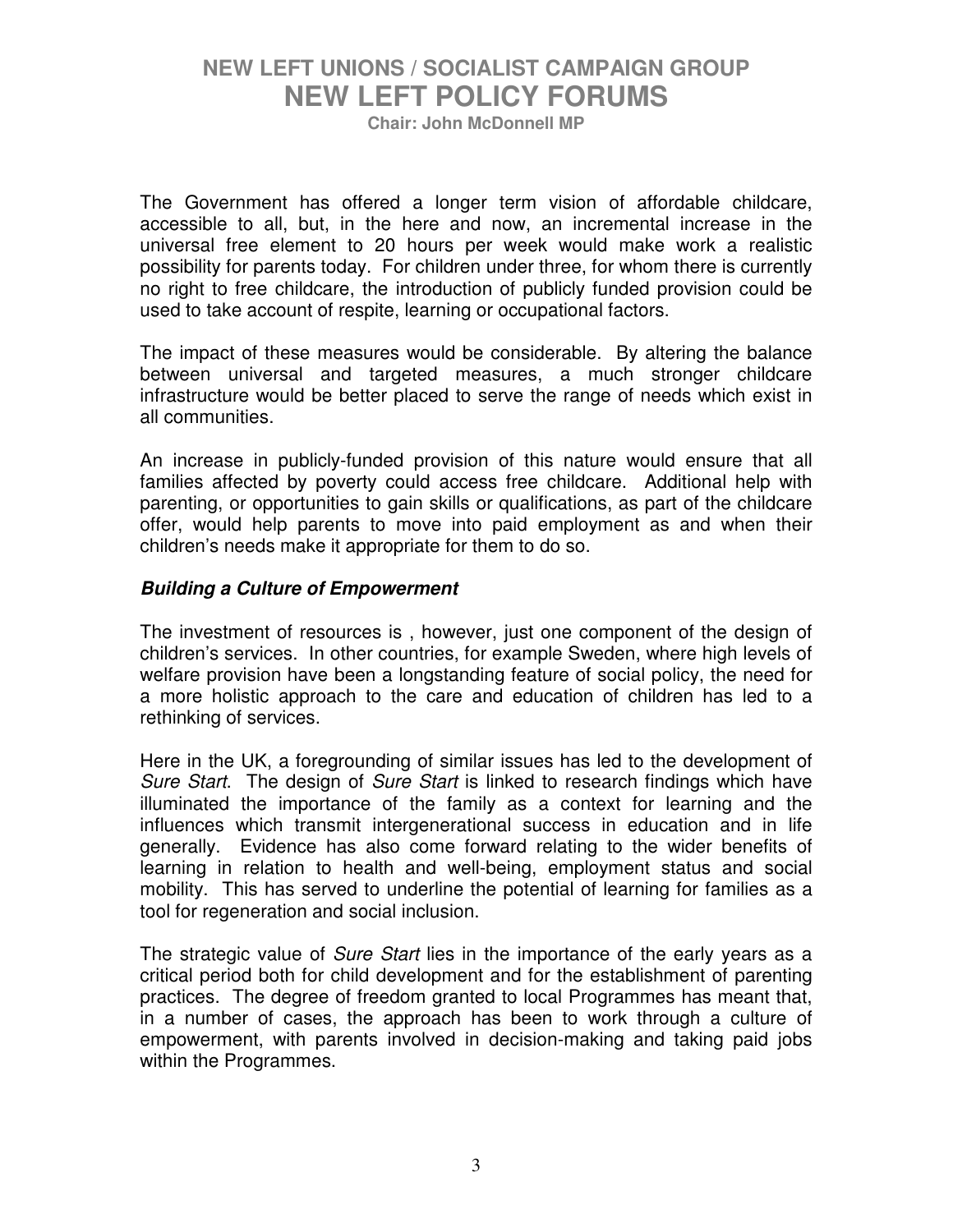The Government has offered a longer term vision of affordable childcare, accessible to all, but, in the here and now, an incremental increase in the universal free element to 20 hours per week would make work a realistic possibility for parents today. For children under three, for whom there is currently no right to free childcare, the introduction of publicly funded provision could be used to take account of respite, learning or occupational factors.

The impact of these measures would be considerable. By altering the balance between universal and targeted measures, a much stronger childcare infrastructure would be better placed to serve the range of needs which exist in all communities.

An increase in publicly-funded provision of this nature would ensure that all families affected by poverty could access free childcare. Additional help with parenting, or opportunities to gain skills or qualifications, as part of the childcare offer, would help parents to move into paid employment as and when their children's needs make it appropriate for them to do so.

### *Building a Culture of Empowerment*

The investment of resources is , however, just one component of the design of children's services. In other countries, for example Sweden, where high levels of welfare provision have been a longstanding feature of social policy, the need for a more holistic approach to the care and education of children has led to a rethinking of services.

Here in the UK, a foregrounding of similar issues has led to the development of *Sure Start*. The design of *Sure Start* is linked to research findings which have illuminated the importance of the family as a context for learning and the influences which transmit intergenerational success in education and in life generally. Evidence has also come forward relating to the wider benefits of learning in relation to health and well-being, employment status and social mobility. This has served to underline the potential of learning for families as a tool for regeneration and social inclusion.

The strategic value of *Sure Start* lies in the importance of the early years as a critical period both for child development and for the establishment of parenting practices. The degree of freedom granted to local Programmes has meant that, in a number of cases, the approach has been to work through a culture of empowerment, with parents involved in decision-making and taking paid jobs within the Programmes.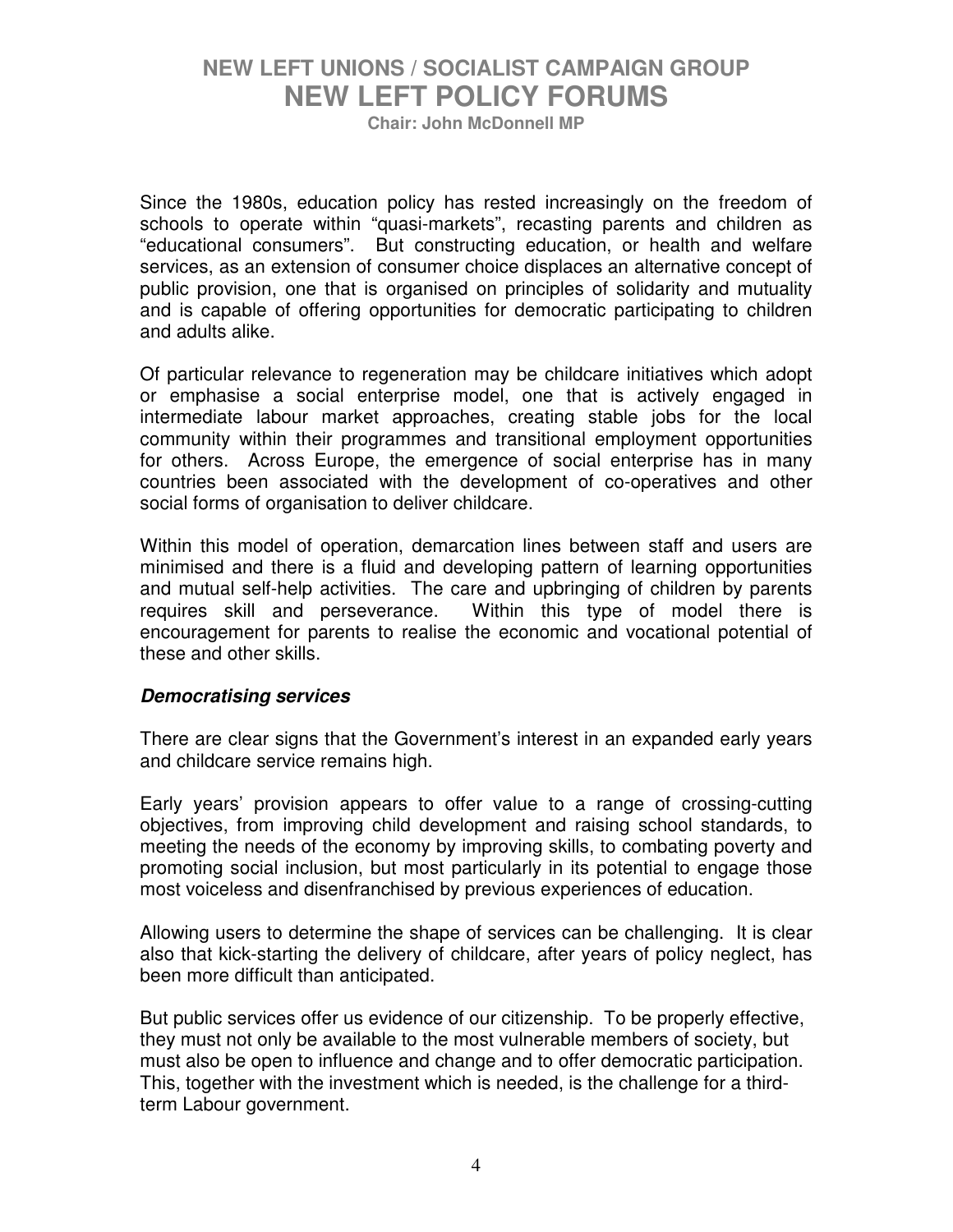Since the 1980s, education policy has rested increasingly on the freedom of schools to operate within "quasi-markets", recasting parents and children as "educational consumers". But constructing education, or health and welfare services, as an extension of consumer choice displaces an alternative concept of public provision, one that is organised on principles of solidarity and mutuality and is capable of offering opportunities for democratic participating to children and adults alike.

Of particular relevance to regeneration may be childcare initiatives which adopt or emphasise a social enterprise model, one that is actively engaged in intermediate labour market approaches, creating stable jobs for the local community within their programmes and transitional employment opportunities for others. Across Europe, the emergence of social enterprise has in many countries been associated with the development of co-operatives and other social forms of organisation to deliver childcare.

Within this model of operation, demarcation lines between staff and users are minimised and there is a fluid and developing pattern of learning opportunities and mutual self-help activities. The care and upbringing of children by parents requires skill and perseverance. Within this type of model there is encouragement for parents to realise the economic and vocational potential of these and other skills.

### *Democratising services*

There are clear signs that the Government's interest in an expanded early years and childcare service remains high.

Early years' provision appears to offer value to a range of crossing-cutting objectives, from improving child development and raising school standards, to meeting the needs of the economy by improving skills, to combating poverty and promoting social inclusion, but most particularly in its potential to engage those most voiceless and disenfranchised by previous experiences of education.

Allowing users to determine the shape of services can be challenging. It is clear also that kick-starting the delivery of childcare, after years of policy neglect, has been more difficult than anticipated.

But public services offer us evidence of our citizenship. To be properly effective, they must not only be available to the most vulnerable members of society, but must also be open to influence and change and to offer democratic participation. This, together with the investment which is needed, is the challenge for a third-term Labour government.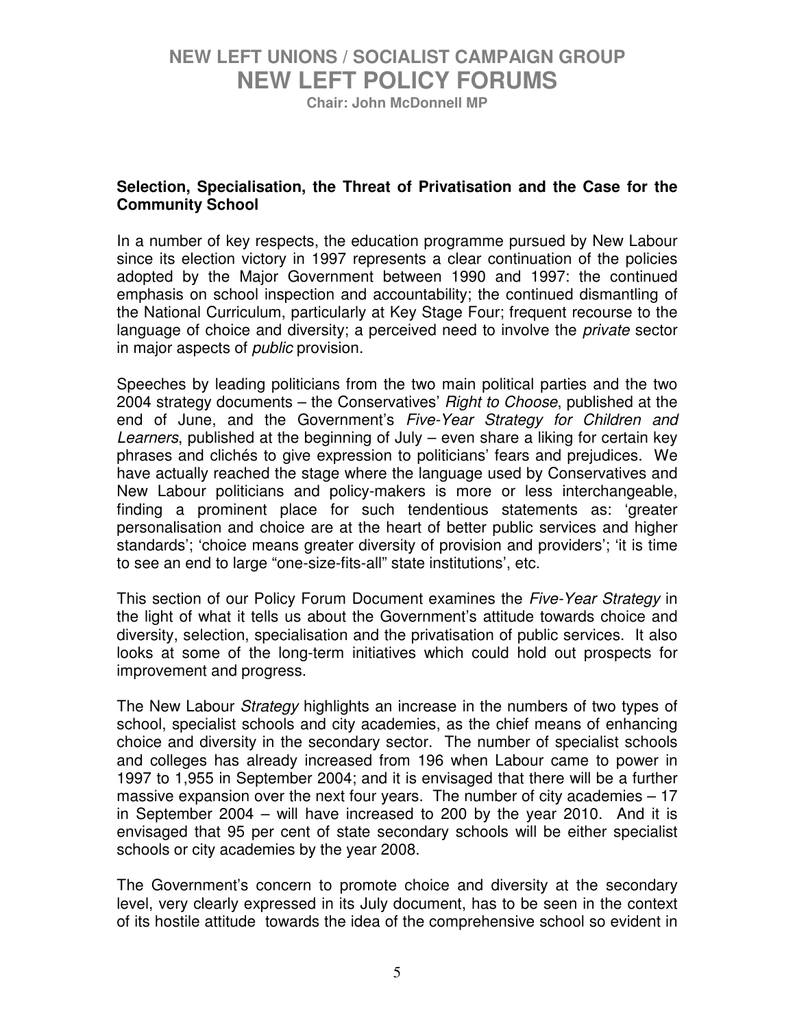**Selection, Specialisation, the Threat of Privatisation and the Case for the Community School**

In a number of key respects, the education programme pursued by New Labour since its election victory in 1997 represents a clear continuation of the policies adopted by the Major Government between 1990 and 1997: the continued emphasis on school inspection and accountability; the continued dismantling of the National Curriculum, particularly at Key Stage Four; frequent recourse to the language of choice and diversity; a perceived need to involve the *private* sector in major aspects of *public* provision.

Speeches by leading politicians from the two main political parties and the two 2004 strategy documents – the Conservatives' *Right to Choose*, published at the end of June, and the Government's *Five-Year Strategy for Children and Learners*, published at the beginning of July – even share a liking for certain key phrases and clichés to give expression to politicians' fears and prejudices. We have actually reached the stage where the language used by Conservatives and New Labour politicians and policy-makers is more or less interchangeable, finding a prominent place for such tendentious statements as: 'greater personalisation and choice are at the heart of better public services and higher standards'; 'choice means greater diversity of provision and providers'; 'it is time to see an end to large "one-size-fits-all" state institutions', etc.

This section of our Policy Forum Document examines the *Five-Year Strategy* in the light of what it tells us about the Government's attitude towards choice and diversity, selection, specialisation and the privatisation of public services. It also looks at some of the long-term initiatives which could hold out prospects for improvement and progress.

The New Labour *Strategy* highlights an increase in the numbers of two types of school, specialist schools and city academies, as the chief means of enhancing choice and diversity in the secondary sector. The number of specialist schools and colleges has already increased from 196 when Labour came to power in 1997 to 1,955 in September 2004; and it is envisaged that there will be a further massive expansion over the next four years. The number of city academies – 17 in September 2004 – will have increased to 200 by the year 2010. And it is envisaged that 95 per cent of state secondary schools will be either specialist schools or city academies by the year 2008.

The Government's concern to promote choice and diversity at the secondary level, very clearly expressed in its July document, has to be seen in the context of its hostile attitude towards the idea of the comprehensive school so evident in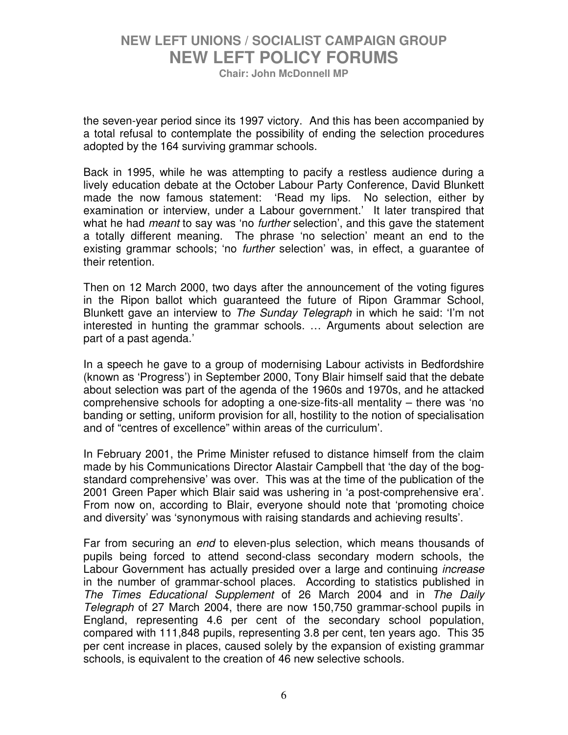the seven-year period since its 1997 victory. And this has been accompanied by a total refusal to contemplate the possibility of ending the selection procedures adopted by the 164 surviving grammar schools.

Back in 1995, while he was attempting to pacify a restless audience during a lively education debate at the October Labour Party Conference, David Blunkett made the now famous statement: 'Read my lips. No selection, either by examination or interview, under a Labour government.' It later transpired that what he had *meant* to say was 'no *further* selection', and this gave the statement a totally different meaning. The phrase 'no selection' meant an end to the existing grammar schools; 'no *further* selection' was, in effect, a guarantee of their retention.

Then on 12 March 2000, two days after the announcement of the voting figures in the Ripon ballot which guaranteed the future of Ripon Grammar School, Blunkett gave an interview to *The Sunday Telegraph* in which he said: 'I'm not interested in hunting the grammar schools. … Arguments about selection are part of a past agenda.'

In a speech he gave to a group of modernising Labour activists in Bedfordshire (known as 'Progress') in September 2000, Tony Blair himself said that the debate about selection was part of the agenda of the 1960s and 1970s, and he attacked comprehensive schools for adopting a one-size-fits-all mentality – there was 'no banding or setting, uniform provision for all, hostility to the notion of specialisation and of "centres of excellence" within areas of the curriculum'.

In February 2001, the Prime Minister refused to distance himself from the claim made by his Communications Director Alastair Campbell that 'the day of the bog-standard comprehensive' was over. This was at the time of the publication of the 2001 Green Paper which Blair said was ushering in 'a post-comprehensive era'. From now on, according to Blair, everyone should note that 'promoting choice and diversity' was 'synonymous with raising standards and achieving results'.

Far from securing an *end* to eleven-plus selection, which means thousands of pupils being forced to attend second-class secondary modern schools, the Labour Government has actually presided over a large and continuing *increase* in the number of grammar-school places. According to statistics published in *The Times Educational Supplement* of 26 March 2004 and in *The Daily Telegraph* of 27 March 2004, there are now 150,750 grammar-school pupils in England, representing 4.6 per cent of the secondary school population, compared with 111,848 pupils, representing 3.8 per cent, ten years ago. This 35 per cent increase in places, caused solely by the expansion of existing grammar schools, is equivalent to the creation of 46 new selective schools.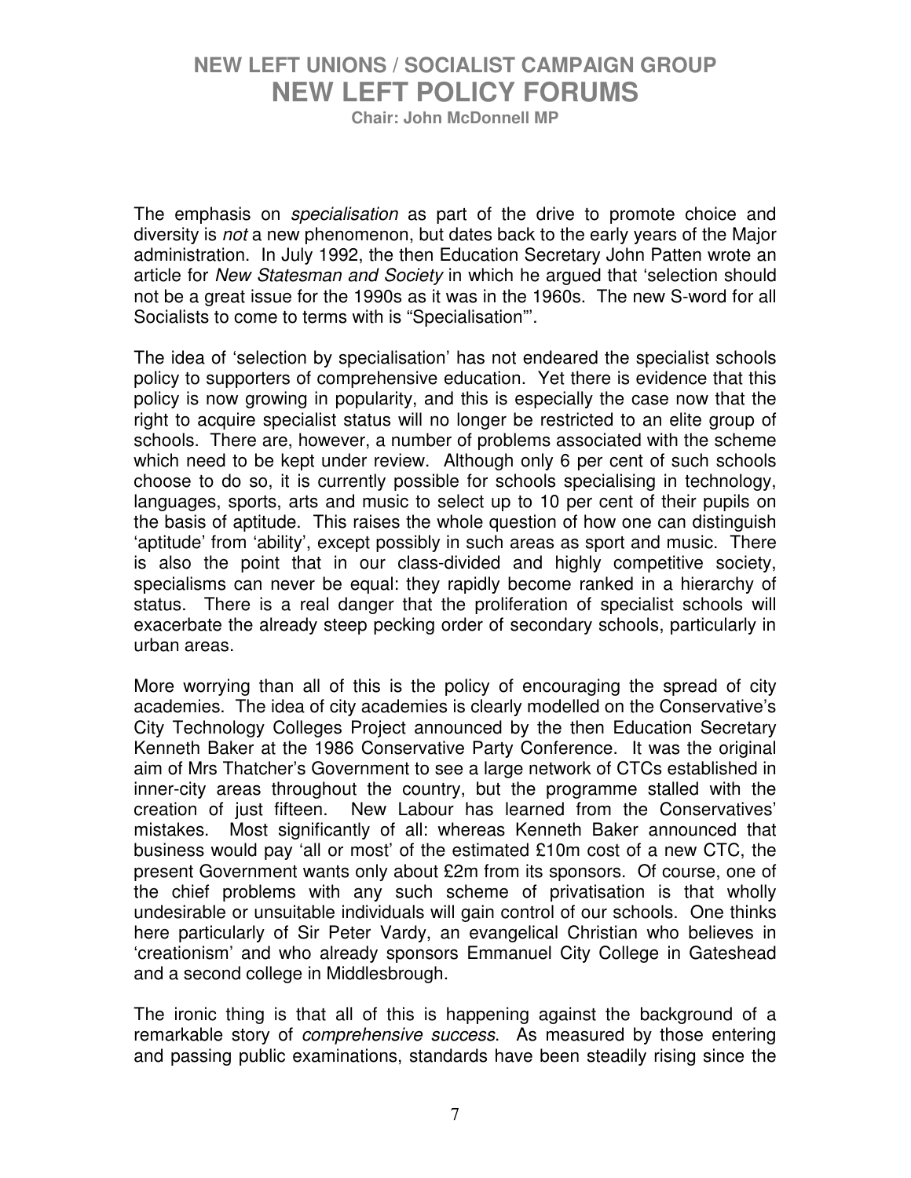The emphasis on *specialisation* as part of the drive to promote choice and diversity is *not* a new phenomenon, but dates back to the early years of the Major administration. In July 1992, the then Education Secretary John Patten wrote an article for *New Statesman and Society* in which he argued that 'selection should not be a great issue for the 1990s as it was in the 1960s. The new S-word for all Socialists to come to terms with is "Specialisation"'.

The idea of 'selection by specialisation' has not endeared the specialist schools policy to supporters of comprehensive education. Yet there is evidence that this policy is now growing in popularity, and this is especially the case now that the right to acquire specialist status will no longer be restricted to an elite group of schools. There are, however, a number of problems associated with the scheme which need to be kept under review. Although only 6 per cent of such schools choose to do so, it is currently possible for schools specialising in technology, languages, sports, arts and music to select up to 10 per cent of their pupils on the basis of aptitude. This raises the whole question of how one can distinguish 'aptitude' from 'ability', except possibly in such areas as sport and music. There is also the point that in our class-divided and highly competitive society, specialisms can never be equal: they rapidly become ranked in a hierarchy of status. There is a real danger that the proliferation of specialist schools will exacerbate the already steep pecking order of secondary schools, particularly in urban areas.

More worrying than all of this is the policy of encouraging the spread of city academies. The idea of city academies is clearly modelled on the Conservative's City Technology Colleges Project announced by the then Education Secretary Kenneth Baker at the 1986 Conservative Party Conference. It was the original aim of Mrs Thatcher's Government to see a large network of CTCs established in inner-city areas throughout the country, but the programme stalled with the creation of just fifteen. New Labour has learned from the Conservatives' mistakes. Most significantly of all: whereas Kenneth Baker announced that business would pay 'all or most' of the estimated £10m cost of a new CTC, the present Government wants only about £2m from its sponsors. Of course, one of the chief problems with any such scheme of privatisation is that wholly undesirable or unsuitable individuals will gain control of our schools. One thinks here particularly of Sir Peter Vardy, an evangelical Christian who believes in 'creationism' and who already sponsors Emmanuel City College in Gateshead and a second college in Middlesbrough.

The ironic thing is that all of this is happening against the background of a remarkable story of *comprehensive success*. As measured by those entering and passing public examinations, standards have been steadily rising since the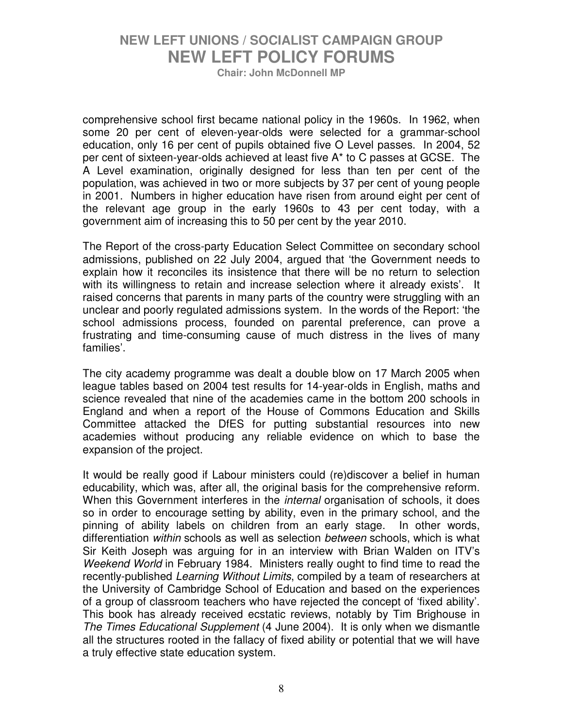comprehensive school first became national policy in the 1960s. In 1962, when some 20 per cent of eleven-year-olds were selected for a grammar-school education, only 16 per cent of pupils obtained five O Level passes. In 2004, 52 per cent of sixteen-year-olds achieved at least five A* to C passes at GCSE. The A Level examination, originally designed for less than ten per cent of the population, was achieved in two or more subjects by 37 per cent of young people in 2001. Numbers in higher education have risen from around eight per cent of the relevant age group in the early 1960s to 43 per cent today, with a government aim of increasing this to 50 per cent by the year 2010.

The Report of the cross-party Education Select Committee on secondary school admissions, published on 22 July 2004, argued that 'the Government needs to explain how it reconciles its insistence that there will be no return to selection with its willingness to retain and increase selection where it already exists'. It raised concerns that parents in many parts of the country were struggling with an unclear and poorly regulated admissions system. In the words of the Report: 'the school admissions process, founded on parental preference, can prove a frustrating and time-consuming cause of much distress in the lives of many families'.

The city academy programme was dealt a double blow on 17 March 2005 when league tables based on 2004 test results for 14-year-olds in English, maths and science revealed that nine of the academies came in the bottom 200 schools in England and when a report of the House of Commons Education and Skills Committee attacked the DfES for putting substantial resources into new academies without producing any reliable evidence on which to base the expansion of the project.

It would be really good if Labour ministers could (re)discover a belief in human educability, which was, after all, the original basis for the comprehensive reform. When this Government interferes in the *internal* organisation of schools, it does so in order to encourage setting by ability, even in the primary school, and the pinning of ability labels on children from an early stage. In other words, differentiation *within* schools as well as selection *between* schools, which is what Sir Keith Joseph was arguing for in an interview with Brian Walden on ITV's *Weekend World* in February 1984. Ministers really ought to find time to read the recently-published *Learning Without Limits*, compiled by a team of researchers at the University of Cambridge School of Education and based on the experiences of a group of classroom teachers who have rejected the concept of 'fixed ability'. This book has already received ecstatic reviews, notably by Tim Brighouse in *The Times Educational Supplement* (4 June 2004). It is only when we dismantle all the structures rooted in the fallacy of fixed ability or potential that we will have a truly effective state education system.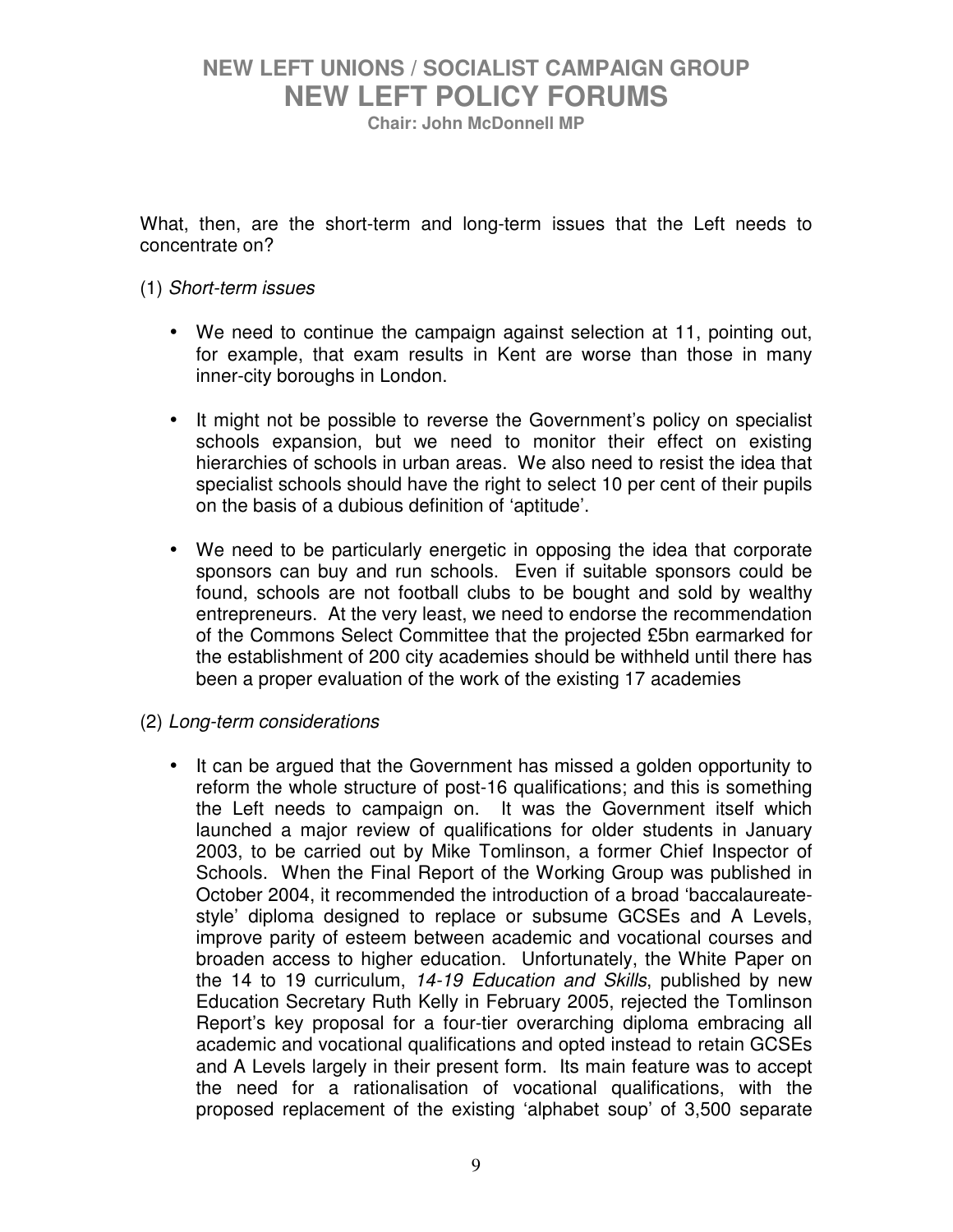What, then, are the short-term and long-term issues that the Left needs to concentrate on?

(1) *Short-term issues*

- We need to continue the campaign against selection at 11, pointing out, for example, that exam results in Kent are worse than those in many inner-city boroughs in London.

- It might not be possible to reverse the Government's policy on specialist schools expansion, but we need to monitor their effect on existing hierarchies of schools in urban areas. We also need to resist the idea that specialist schools should have the right to select 10 per cent of their pupils on the basis of a dubious definition of 'aptitude'.

- We need to be particularly energetic in opposing the idea that corporate sponsors can buy and run schools. Even if suitable sponsors could be found, schools are not football clubs to be bought and sold by wealthy entrepreneurs. At the very least, we need to endorse the recommendation of the Commons Select Committee that the projected £5bn earmarked for the establishment of 200 city academies should be withheld until there has been a proper evaluation of the work of the existing 17 academies

(2) *Long-term considerations*

- It can be argued that the Government has missed a golden opportunity to reform the whole structure of post-16 qualifications; and this is something the Left needs to campaign on. It was the Government itself which launched a major review of qualifications for older students in January 2003, to be carried out by Mike Tomlinson, a former Chief Inspector of Schools. When the Final Report of the Working Group was published in October 2004, it recommended the introduction of a broad 'baccalaureate-style' diploma designed to replace or subsume GCSEs and A Levels, improve parity of esteem between academic and vocational courses and broaden access to higher education. Unfortunately, the White Paper on the 14 to 19 curriculum, *14-19 Education and Skills*, published by new Education Secretary Ruth Kelly in February 2005, rejected the Tomlinson Report's key proposal for a four-tier overarching diploma embracing all academic and vocational qualifications and opted instead to retain GCSEs and A Levels largely in their present form. Its main feature was to accept the need for a rationalisation of vocational qualifications, with the proposed replacement of the existing 'alphabet soup' of 3,500 separate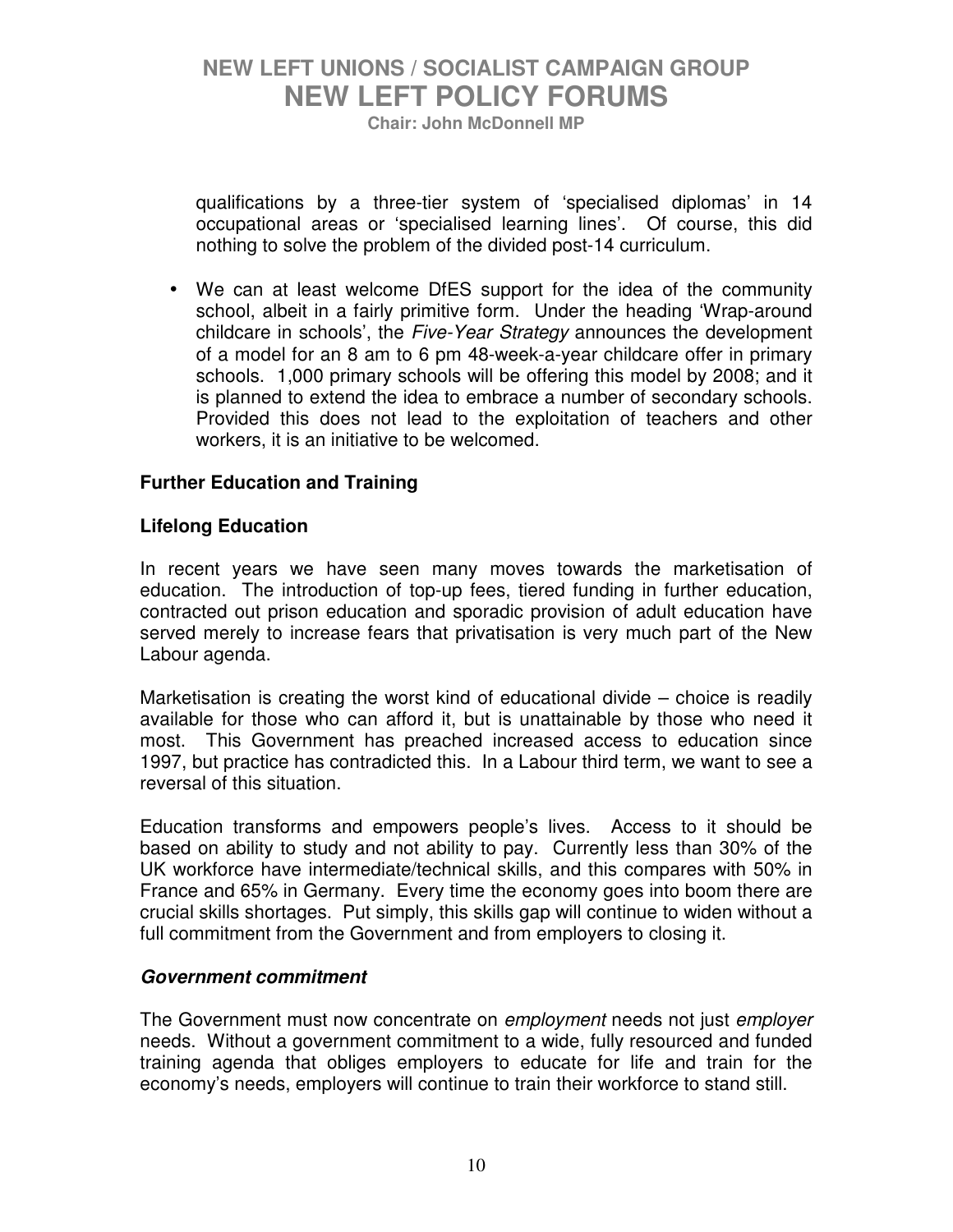qualifications by a three-tier system of 'specialised diplomas' in 14 occupational areas or 'specialised learning lines'. Of course, this did nothing to solve the problem of the divided post-14 curriculum.

- We can at least welcome DfES support for the idea of the community school, albeit in a fairly primitive form. Under the heading 'Wrap-around childcare in schools', the *Five-Year Strategy* announces the development of a model for an 8 am to 6 pm 48-week-a-year childcare offer in primary schools. 1,000 primary schools will be offering this model by 2008; and it is planned to extend the idea to embrace a number of secondary schools. Provided this does not lead to the exploitation of teachers and other workers, it is an initiative to be welcomed.

**Further Education and Training**

**Lifelong Education**

In recent years we have seen many moves towards the marketisation of education. The introduction of top-up fees, tiered funding in further education, contracted out prison education and sporadic provision of adult education have served merely to increase fears that privatisation is very much part of the New Labour agenda.

Marketisation is creating the worst kind of educational divide – choice is readily available for those who can afford it, but is unattainable by those who need it most. This Government has preached increased access to education since 1997, but practice has contradicted this. In a Labour third term, we want to see a reversal of this situation.

Education transforms and empowers people's lives. Access to it should be based on ability to study and not ability to pay. Currently less than 30% of the UK workforce have intermediate/technical skills, and this compares with 50% in France and 65% in Germany. Every time the economy goes into boom there are crucial skills shortages. Put simply, this skills gap will continue to widen without a full commitment from the Government and from employers to closing it.

***Government commitment***

The Government must now concentrate on *employment* needs not just *employer* needs. Without a government commitment to a wide, fully resourced and funded training agenda that obliges employers to educate for life and train for the economy's needs, employers will continue to train their workforce to stand still.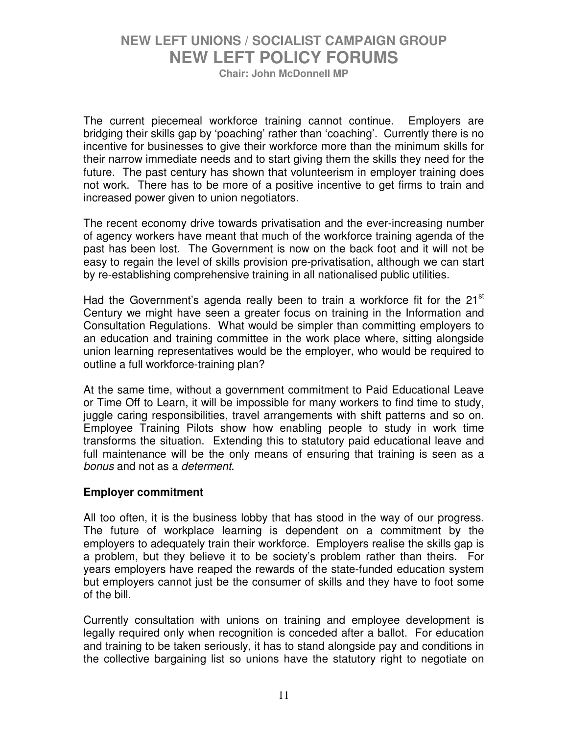The current piecemeal workforce training cannot continue. Employers are bridging their skills gap by 'poaching' rather than 'coaching'. Currently there is no incentive for businesses to give their workforce more than the minimum skills for their narrow immediate needs and to start giving them the skills they need for the future. The past century has shown that volunteerism in employer training does not work. There has to be more of a positive incentive to get firms to train and increased power given to union negotiators.

The recent economy drive towards privatisation and the ever-increasing number of agency workers have meant that much of the workforce training agenda of the past has been lost. The Government is now on the back foot and it will not be easy to regain the level of skills provision pre-privatisation, although we can start by re-establishing comprehensive training in all nationalised public utilities.

Had the Government's agenda really been to train a workforce fit for the 21st Century we might have seen a greater focus on training in the Information and Consultation Regulations. What would be simpler than committing employers to an education and training committee in the work place where, sitting alongside union learning representatives would be the employer, who would be required to outline a full workforce-training plan?

At the same time, without a government commitment to Paid Educational Leave or Time Off to Learn, it will be impossible for many workers to find time to study, juggle caring responsibilities, travel arrangements with shift patterns and so on. Employee Training Pilots show how enabling people to study in work time transforms the situation. Extending this to statutory paid educational leave and full maintenance will be the only means of ensuring that training is seen as a *bonus* and not as a *determent*.

**Employer commitment**

All too often, it is the business lobby that has stood in the way of our progress. The future of workplace learning is dependent on a commitment by the employers to adequately train their workforce. Employers realise the skills gap is a problem, but they believe it to be society's problem rather than theirs. For years employers have reaped the rewards of the state-funded education system but employers cannot just be the consumer of skills and they have to foot some of the bill.

Currently consultation with unions on training and employee development is legally required only when recognition is conceded after a ballot. For education and training to be taken seriously, it has to stand alongside pay and conditions in the collective bargaining list so unions have the statutory right to negotiate on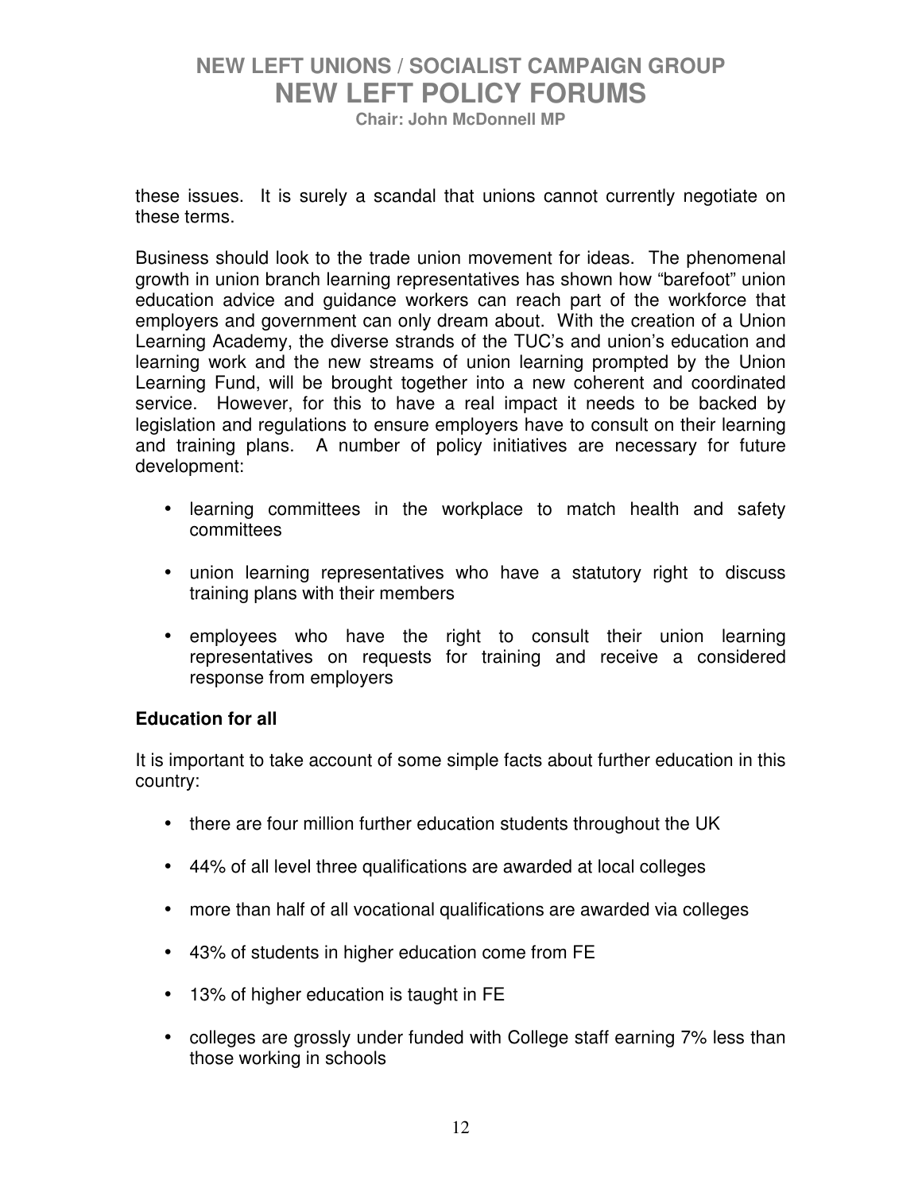these issues. It is surely a scandal that unions cannot currently negotiate on these terms.

Business should look to the trade union movement for ideas. The phenomenal growth in union branch learning representatives has shown how “barefoot” union education advice and guidance workers can reach part of the workforce that employers and government can only dream about. With the creation of a Union Learning Academy, the diverse strands of the TUC’s and union’s education and learning work and the new streams of union learning prompted by the Union Learning Fund, will be brought together into a new coherent and coordinated service. However, for this to have a real impact it needs to be backed by legislation and regulations to ensure employers have to consult on their learning and training plans. A number of policy initiatives are necessary for future development:

- learning committees in the workplace to match health and safety committees
- union learning representatives who have a statutory right to discuss training plans with their members
- employees who have the right to consult their union learning representatives on requests for training and receive a considered response from employers

**Education for all**

It is important to take account of some simple facts about further education in this country:

- there are four million further education students throughout the UK
- 44% of all level three qualifications are awarded at local colleges
- more than half of all vocational qualifications are awarded via colleges
- 43% of students in higher education come from FE
- 13% of higher education is taught in FE
- colleges are grossly under funded with College staff earning 7% less than those working in schools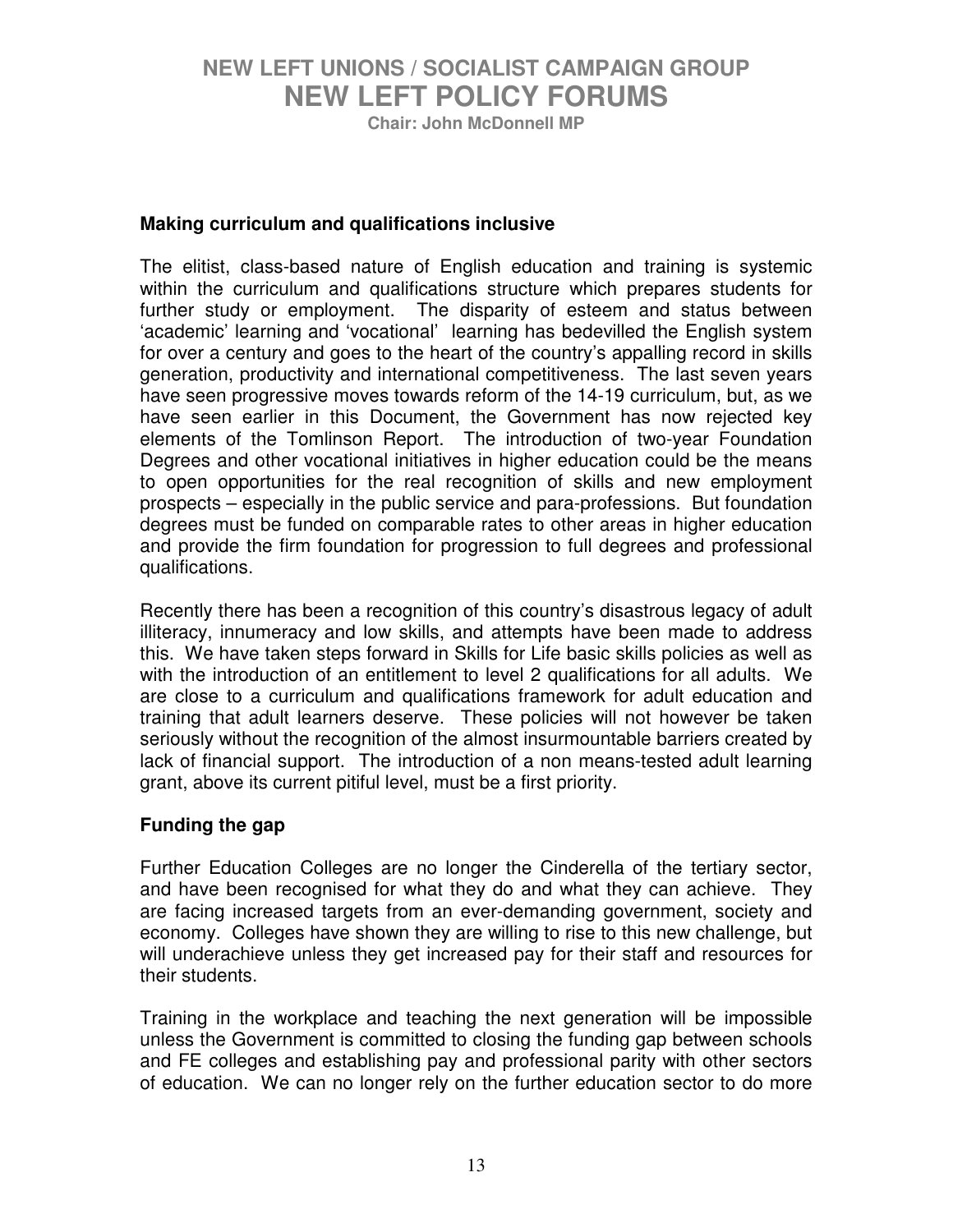**Making curriculum and qualifications inclusive**

The elitist, class-based nature of English education and training is systemic within the curriculum and qualifications structure which prepares students for further study or employment. The disparity of esteem and status between 'academic' learning and 'vocational' learning has bedevilled the English system for over a century and goes to the heart of the country's appalling record in skills generation, productivity and international competitiveness. The last seven years have seen progressive moves towards reform of the 14-19 curriculum, but, as we have seen earlier in this Document, the Government has now rejected key elements of the Tomlinson Report. The introduction of two-year Foundation Degrees and other vocational initiatives in higher education could be the means to open opportunities for the real recognition of skills and new employment prospects – especially in the public service and para-professions. But foundation degrees must be funded on comparable rates to other areas in higher education and provide the firm foundation for progression to full degrees and professional qualifications.

Recently there has been a recognition of this country's disastrous legacy of adult illiteracy, innumeracy and low skills, and attempts have been made to address this. We have taken steps forward in Skills for Life basic skills policies as well as with the introduction of an entitlement to level 2 qualifications for all adults. We are close to a curriculum and qualifications framework for adult education and training that adult learners deserve. These policies will not however be taken seriously without the recognition of the almost insurmountable barriers created by lack of financial support. The introduction of a non means-tested adult learning grant, above its current pitiful level, must be a first priority.

**Funding the gap**

Further Education Colleges are no longer the Cinderella of the tertiary sector, and have been recognised for what they do and what they can achieve. They are facing increased targets from an ever-demanding government, society and economy. Colleges have shown they are willing to rise to this new challenge, but will underachieve unless they get increased pay for their staff and resources for their students.

Training in the workplace and teaching the next generation will be impossible unless the Government is committed to closing the funding gap between schools and FE colleges and establishing pay and professional parity with other sectors of education. We can no longer rely on the further education sector to do more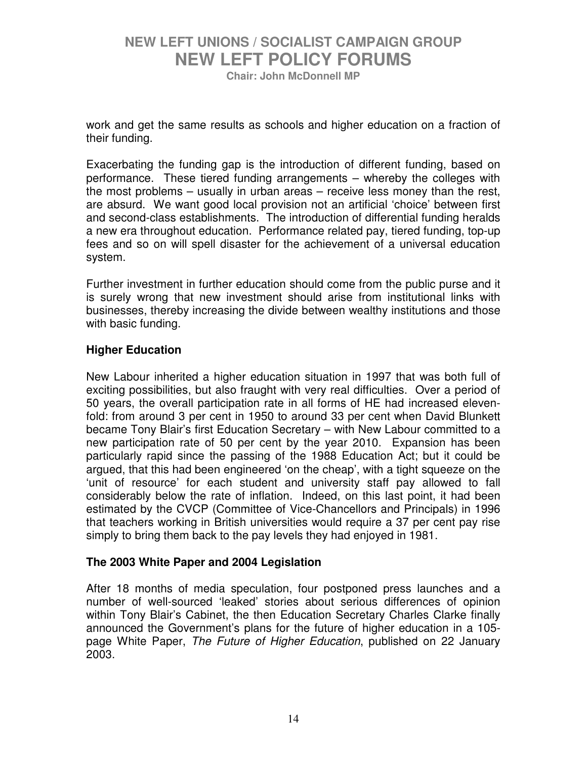work and get the same results as schools and higher education on a fraction of their funding.

Exacerbating the funding gap is the introduction of different funding, based on performance. These tiered funding arrangements – whereby the colleges with the most problems – usually in urban areas – receive less money than the rest, are absurd. We want good local provision not an artificial 'choice' between first and second-class establishments. The introduction of differential funding heralds a new era throughout education. Performance related pay, tiered funding, top-up fees and so on will spell disaster for the achievement of a universal education system.

Further investment in further education should come from the public purse and it is surely wrong that new investment should arise from institutional links with businesses, thereby increasing the divide between wealthy institutions and those with basic funding.

**Higher Education**

New Labour inherited a higher education situation in 1997 that was both full of exciting possibilities, but also fraught with very real difficulties. Over a period of 50 years, the overall participation rate in all forms of HE had increased eleven-fold: from around 3 per cent in 1950 to around 33 per cent when David Blunkett became Tony Blair's first Education Secretary – with New Labour committed to a new participation rate of 50 per cent by the year 2010. Expansion has been particularly rapid since the passing of the 1988 Education Act; but it could be argued, that this had been engineered 'on the cheap', with a tight squeeze on the 'unit of resource' for each student and university staff pay allowed to fall considerably below the rate of inflation. Indeed, on this last point, it had been estimated by the CVCP (Committee of Vice-Chancellors and Principals) in 1996 that teachers working in British universities would require a 37 per cent pay rise simply to bring them back to the pay levels they had enjoyed in 1981.

**The 2003 White Paper and 2004 Legislation**

After 18 months of media speculation, four postponed press launches and a number of well-sourced 'leaked' stories about serious differences of opinion within Tony Blair's Cabinet, the then Education Secretary Charles Clarke finally announced the Government's plans for the future of higher education in a 105-page White Paper, *The Future of Higher Education*, published on 22 January 2003.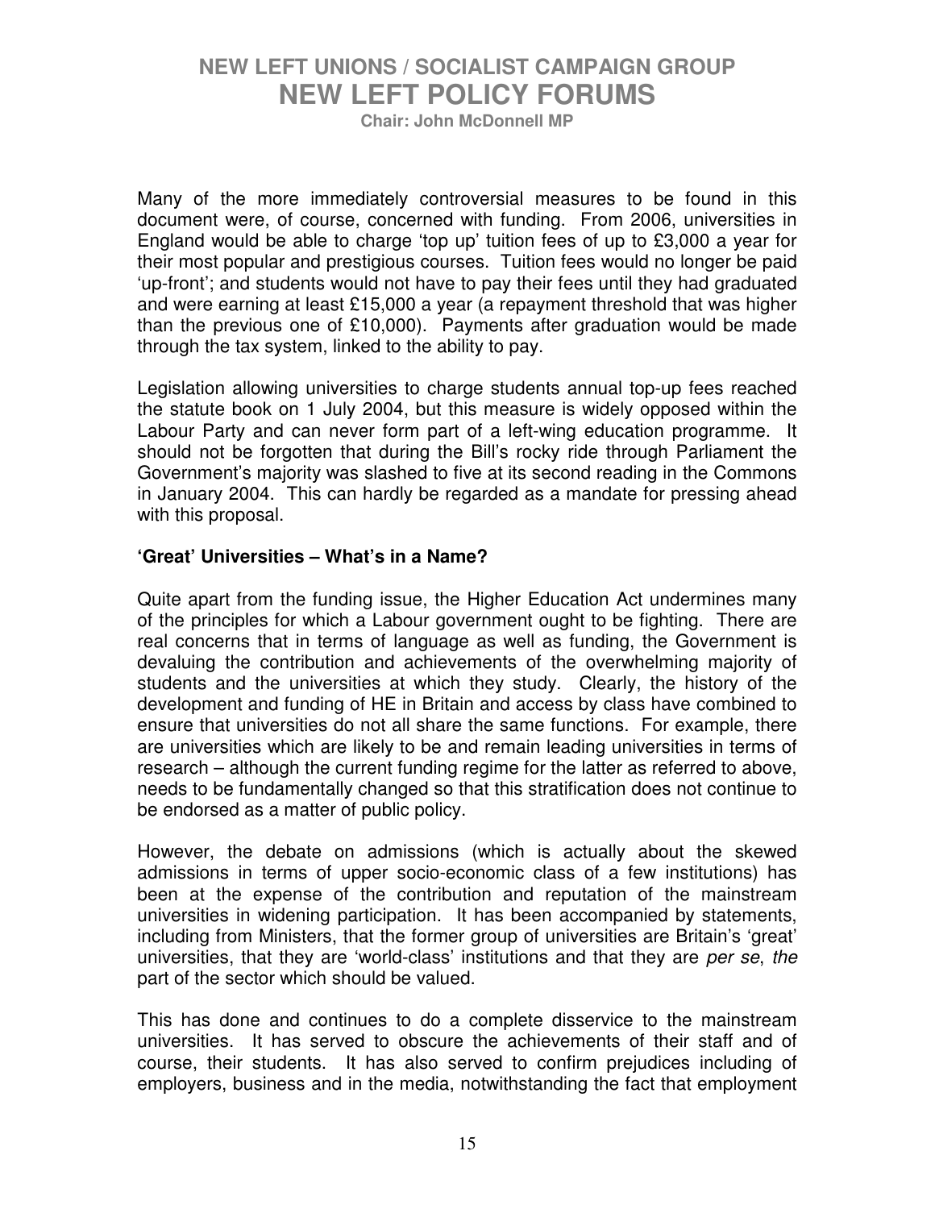Many of the more immediately controversial measures to be found in this document were, of course, concerned with funding. From 2006, universities in England would be able to charge 'top up' tuition fees of up to £3,000 a year for their most popular and prestigious courses. Tuition fees would no longer be paid 'up-front'; and students would not have to pay their fees until they had graduated and were earning at least £15,000 a year (a repayment threshold that was higher than the previous one of £10,000). Payments after graduation would be made through the tax system, linked to the ability to pay.

Legislation allowing universities to charge students annual top-up fees reached the statute book on 1 July 2004, but this measure is widely opposed within the Labour Party and can never form part of a left-wing education programme. It should not be forgotten that during the Bill's rocky ride through Parliament the Government's majority was slashed to five at its second reading in the Commons in January 2004. This can hardly be regarded as a mandate for pressing ahead with this proposal.

### 'Great' Universities – What's in a Name?

Quite apart from the funding issue, the Higher Education Act undermines many of the principles for which a Labour government ought to be fighting. There are real concerns that in terms of language as well as funding, the Government is devaluing the contribution and achievements of the overwhelming majority of students and the universities at which they study. Clearly, the history of the development and funding of HE in Britain and access by class have combined to ensure that universities do not all share the same functions. For example, there are universities which are likely to be and remain leading universities in terms of research – although the current funding regime for the latter as referred to above, needs to be fundamentally changed so that this stratification does not continue to be endorsed as a matter of public policy.

However, the debate on admissions (which is actually about the skewed admissions in terms of upper socio-economic class of a few institutions) has been at the expense of the contribution and reputation of the mainstream universities in widening participation. It has been accompanied by statements, including from Ministers, that the former group of universities are Britain's 'great' universities, that they are 'world-class' institutions and that they are *per se*, *the* part of the sector which should be valued.

This has done and continues to do a complete disservice to the mainstream universities. It has served to obscure the achievements of their staff and of course, their students. It has also served to confirm prejudices including of employers, business and in the media, notwithstanding the fact that employment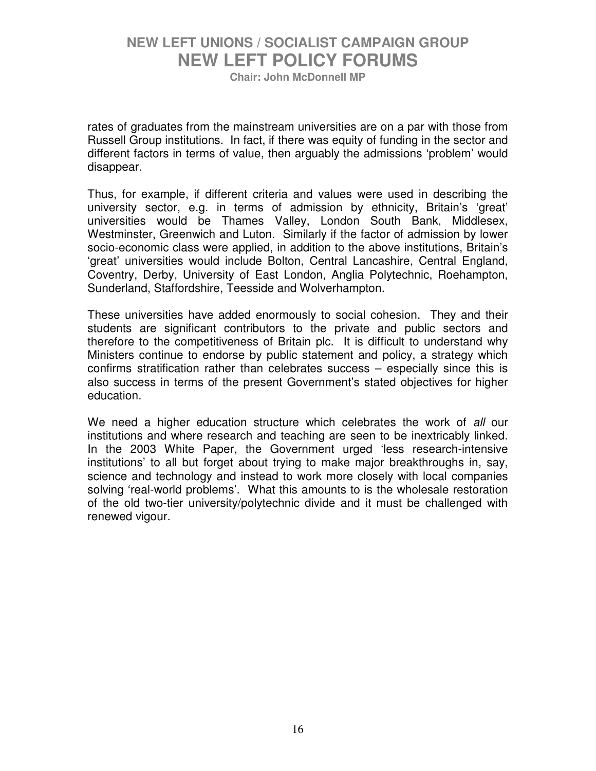rates of graduates from the mainstream universities are on a par with those from Russell Group institutions. In fact, if there was equity of funding in the sector and different factors in terms of value, then arguably the admissions 'problem' would disappear.

Thus, for example, if different criteria and values were used in describing the university sector, e.g. in terms of admission by ethnicity, Britain's 'great' universities would be Thames Valley, London South Bank, Middlesex, Westminster, Greenwich and Luton. Similarly if the factor of admission by lower socio-economic class were applied, in addition to the above institutions, Britain's 'great' universities would include Bolton, Central Lancashire, Central England, Coventry, Derby, University of East London, Anglia Polytechnic, Roehampton, Sunderland, Staffordshire, Teesside and Wolverhampton.

These universities have added enormously to social cohesion. They and their students are significant contributors to the private and public sectors and therefore to the competitiveness of Britain plc. It is difficult to understand why Ministers continue to endorse by public statement and policy, a strategy which confirms stratification rather than celebrates success – especially since this is also success in terms of the present Government's stated objectives for higher education.

We need a higher education structure which celebrates the work of *all* our institutions and where research and teaching are seen to be inextricably linked. In the 2003 White Paper, the Government urged 'less research-intensive institutions' to all but forget about trying to make major breakthroughs in, say, science and technology and instead to work more closely with local companies solving 'real-world problems'. What this amounts to is the wholesale restoration of the old two-tier university/polytechnic divide and it must be challenged with renewed vigour.